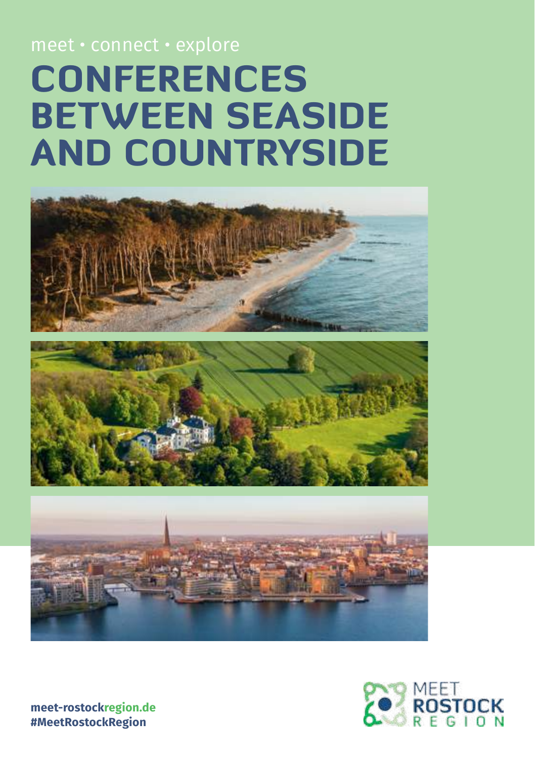meet • connect • explore

# CONFERENCES BETWEEN SEASIDE AND COUNTRYSIDE

**meet-rostockregion.de**
**#MeetRostockRegion**

MEET ROSTOCK REGION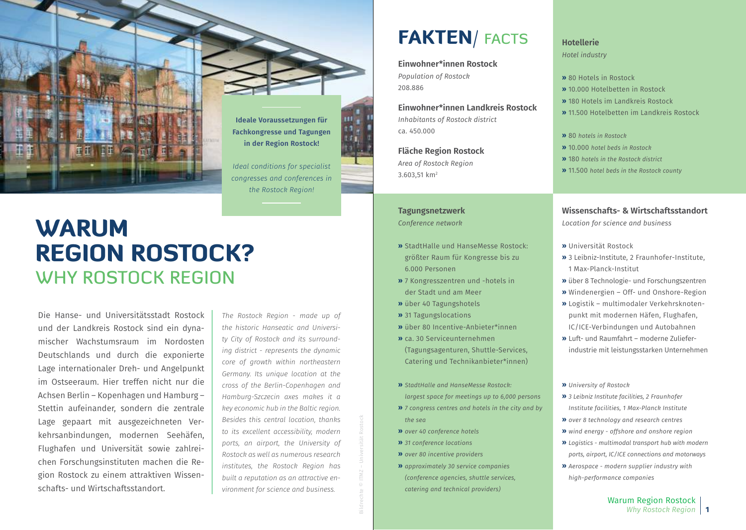**Ideale Voraussetzungen für Fachkongresse und Tagungen in der Region Rostock!**

*Ideal conditions for specialist congresses and conferences in the Rostock Region!*

# WARUM REGION ROSTOCK?

## WHY ROSTOCK REGION

Die Hanse- und Universitätsstadt Rostock und der Landkreis Rostock sind ein dynamischer Wachstumsraum im Nordosten Deutschlands und durch die exponierte Lage internationaler Dreh- und Angelpunkt im Ostseeraum. Hier treffen nicht nur die Achsen Berlin – Kopenhagen und Hamburg – Stettin aufeinander, sondern die zentrale Lage gepaart mit ausgezeichneten Verkehrsanbindungen, modernen Seehäfen, Flughafen und Universität sowie zahlreichen Forschungsinstituten machen die Region Rostock zu einem attraktiven Wissenschafts- und Wirtschaftsstandort.

*The Rostock Region - made up of the historic Hanseatic and University City of Rostock and its surrounding district - represents the dynamic core of growth within northeastern Germany. Its unique location at the cross of the Berlin-Copenhagen and Hamburg-Szczecin axes makes it a key economic hub in the Baltic region. Besides this central location, thanks to its excellent accessibility, modern ports, an airport, the University of Rostock as well as numerous research institutes, the Rostock Region has built a reputation as an attractive environment for science and business.*

Bildrechte © ITMZ – Universität Rostock

# FAKTEN/ FACTS

**Einwohner*innen Rostock**
*Population of Rostock*
208.886

**Einwohner*innen Landkreis Rostock**
*Inhabitants of Rostock district*
ca. 450.000

**Fläche Region Rostock**
*Area of Rostock Region*
3.603,51 km²

**Hotellerie**
*Hotel industry*

- 80 Hotels in Rostock
- 10.000 Hotelbetten in Rostock
- 180 Hotels im Landkreis Rostock
- 11.500 Hotelbetten im Landkreis Rostock

- 80 *hotels in Rostock*
- 10.000 *hotel beds in Rostock*
- 180 *hotels in the Rostock district*
- 11.500 *hotel beds in the Rostock county*

**Tagungsnetzwerk**
*Conference network*

- StadtHalle und HanseMesse Rostock: größter Raum für Kongresse bis zu 6.000 Personen
- 7 Kongresszentren und -hotels in der Stadt und am Meer
- über 40 Tagungshotels
- 31 Tagungslocations
- über 80 Incentive-Anbieter*innen
- ca. 30 Serviceunternehmen (Tagungsagenturen, Shuttle-Services, Catering und Technikanbieter*innen)

- *StadtHalle and HanseMesse Rostock: largest space for meetings up to 6,000 persons*
- *7 congress centres and hotels in the city and by the sea*
- *over 40 conference hotels*
- *31 conference locations*
- *over 80 incentive providers*
- *approximately 30 service companies (conference agencies, shuttle services, catering and technical providers)*

**Wissenschafts- & Wirtschaftsstandort**
*Location for science and business*

- Universität Rostock
- 3 Leibniz-Institute, 2 Fraunhofer-Institute, 1 Max-Planck-Institut
- über 8 Technologie- und Forschungszentren
- Windenergien – Off- und Onshore-Region
- Logistik – multimodaler Verkehrsknotenpunkt mit modernen Häfen, Flughafen, IC/ICE-Verbindungen und Autobahnen
- Luft- und Raumfahrt – moderne Zulieferindustrie mit leistungsstarken Unternehmen

- *University of Rostock*
- *3 Leibniz Institute facilities, 2 Fraunhofer Institute facilities, 1 Max-Planck Institute*
- *over 8 technology and research centres*
- *wind energy - offshore and onshore region*
- *Logistics - multimodal transport hub with modern ports, airport, IC/ICE connections and motorways*
- *Aerospace - modern supplier industry with high-performance companies*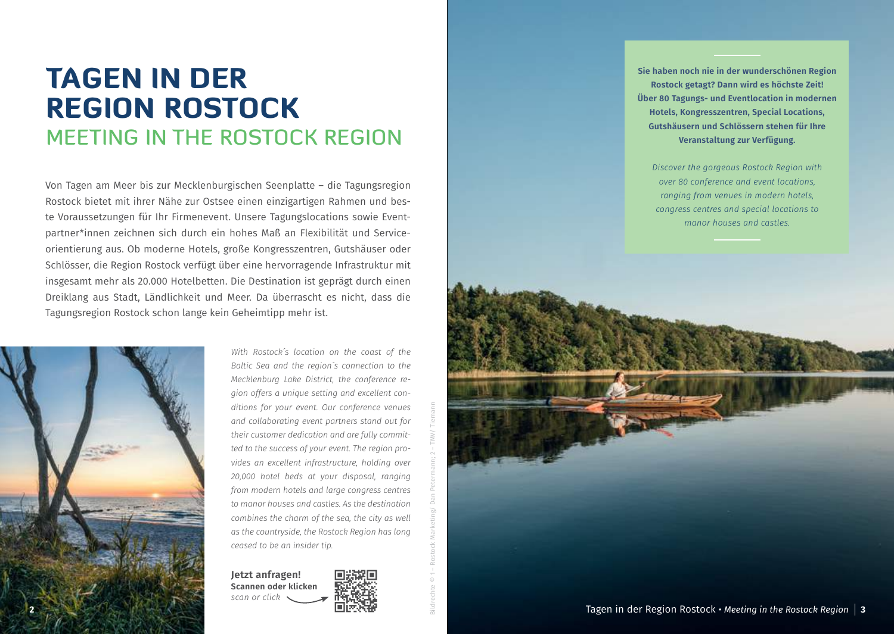# TAGEN IN DER REGION ROSTOCK

## MEETING IN THE ROSTOCK REGION

Von Tagen am Meer bis zur Mecklenburgischen Seenplatte – die Tagungsregion Rostock bietet mit ihrer Nähe zur Ostsee einen einzigartigen Rahmen und beste Voraussetzungen für Ihr Firmenevent. Unsere Tagungslocations sowie Eventpartner*innen zeichnen sich durch ein hohes Maß an Flexibilität und Serviceorientierung aus. Ob moderne Hotels, große Kongresszentren, Gutshäuser oder Schlösser, die Region Rostock verfügt über eine hervorragende Infrastruktur mit insgesamt mehr als 20.000 Hotelbetten. Die Destination ist geprägt durch einen Dreiklang aus Stadt, Ländlichkeit und Meer. Da überrascht es nicht, dass die Tagungsregion Rostock schon lange kein Geheimtipp mehr ist.

*With Rostock´s location on the coast of the Baltic Sea and the region´s connection to the Mecklenburg Lake District, the conference region offers a unique setting and excellent conditions for your event. Our conference venues and collaborating event partners stand out for their customer dedication and are fully committed to the success of your event. The region provides an excellent infrastructure, holding over 20,000 hotel beds at your disposal, ranging from modern hotels and large congress centres to manor houses and castles. As the destination combines the charm of the sea, the city as well as the countryside, the Rostock Region has long ceased to be an insider tip.*

**Jetzt anfragen!**
**Scannen oder klicken**
*scan or click*

Bildrechte © 1 – Rostock Marketing/ Dan Petermann; 2 – TMV/ Tiemann

**Sie haben noch nie in der wunderschönen Region Rostock getagt? Dann wird es höchste Zeit! Über 80 Tagungs- und Eventlocation in modernen Hotels, Kongresszentren, Special Locations, Gutshäusern und Schlössern stehen für Ihre Veranstaltung zur Verfügung.**

*Discover the gorgeous Rostock Region with over 80 conference and event locations, ranging from venues in modern hotels, congress centres and special locations to manor houses and castles.*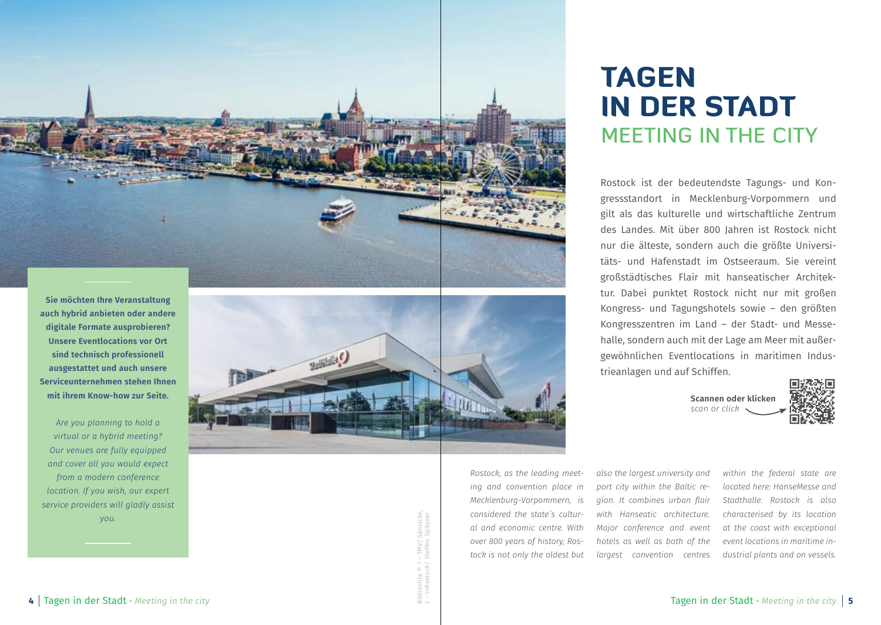# TAGEN IN DER STADT

## MEETING IN THE CITY

Rostock ist der bedeutendste Tagungs- und Kongressstandort in Mecklenburg-Vorpommern und gilt als das kulturelle und wirtschaftliche Zentrum des Landes. Mit über 800 Jahren ist Rostock nicht nur die älteste, sondern auch die größte Universitäts- und Hafenstadt im Ostseeraum. Sie vereint großstädtisches Flair mit hanseatischer Architektur. Dabei punktet Rostock nicht nur mit großen Kongress- und Tagungshotels sowie – den größten Kongresszentren im Land – der Stadt- und Messehalle, sondern auch mit der Lage am Meer mit außergewöhnlichen Eventlocations in maritimen Industrieanlagen und auf Schiffen.

**Scannen oder klicken**
*scan or click*

*Rostock, as the leading meeting and convention place in Mecklenburg-Vorpommern, is considered the state´s cultural and economic centre. With over 800 years of history, Rostock is not only the oldest but also the largest university and port city within the Baltic region. It combines urban flair with Hanseatic architecture. Major conference and event hotels as well as both of the largest convention centres within the federal state are located here: HanseMesse and Stadthalle. Rostock is also characterised by its location at the coast with exceptional event locations in maritime industrial plants and on vessels.*

**Sie möchten Ihre Veranstaltung auch hybrid anbieten oder andere digitale Formate ausprobieren? Unsere Eventlocations vor Ort sind technisch professionell ausgestattet und auch unsere Serviceunternehmen stehen Ihnen mit ihrem Know-how zur Seite.**

*Are you planning to hold a virtual or a hybrid meeting? Our venues are fully equipped and cover all you would expect from a modern conference location. If you wish, our expert service providers will gladly assist you.*

Bildrechte © 1 – TMV/ Gänsicke, 2 – inRostock/ Steffen Spitzner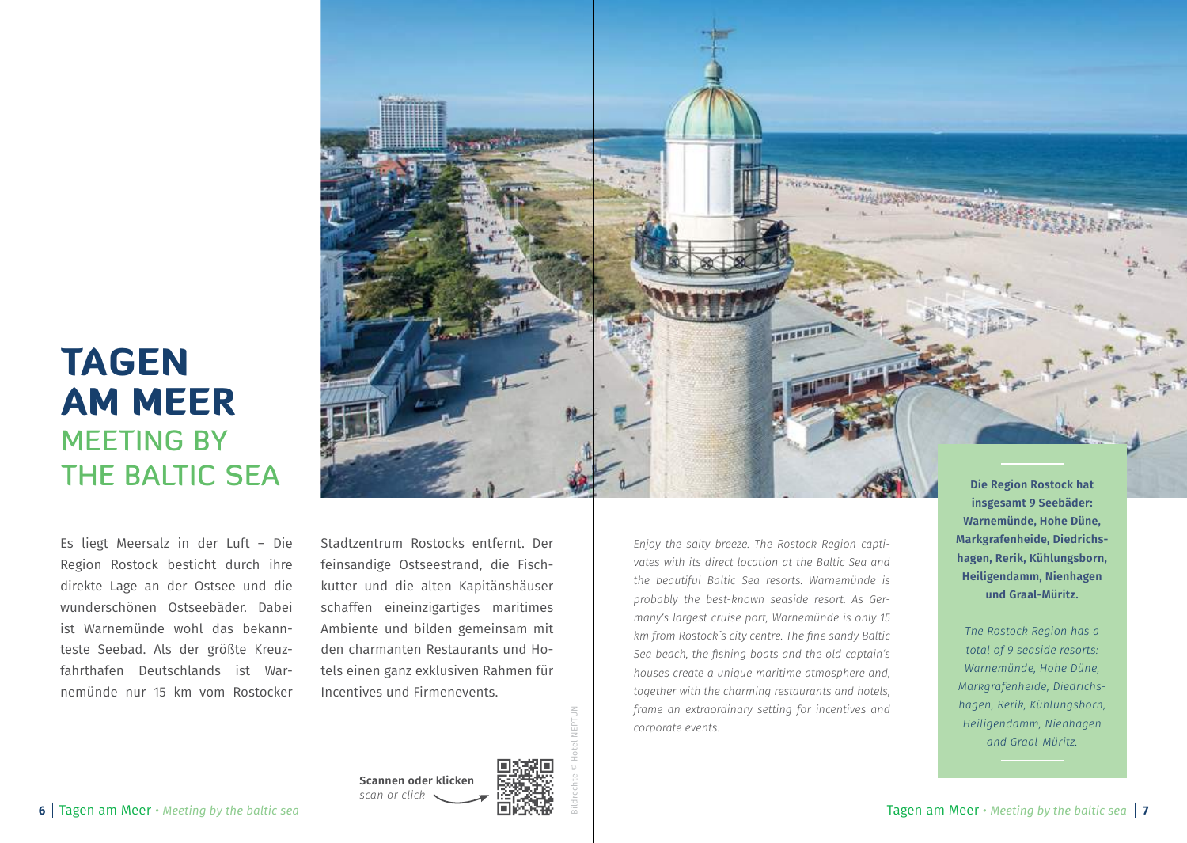# TAGEN AM MEER

## MEETING BY THE BALTIC SEA

Es liegt Meersalz in der Luft – Die Region Rostock besticht durch ihre direkte Lage an der Ostsee und die wunderschönen Ostseebäder. Dabei ist Warnemünde wohl das bekannteste Seebad. Als der größte Kreuzfahrthafen Deutschlands ist Warnemünde nur 15 km vom Rostocker Stadtzentrum Rostocks entfernt. Der feinsandige Ostseestrand, die Fischkutter und die alten Kapitänshäuser schaffen eineinzigartiges maritimes Ambiente und bilden gemeinsam mit den charmanten Restaurants und Hotels einen ganz exklusiven Rahmen für Incentives und Firmenevents.

**Scannen oder klicken**
*scan or click*

*Enjoy the salty breeze. The Rostock Region captivates with its direct location at the Baltic Sea and the beautiful Baltic Sea resorts. Warnemünde is probably the best-known seaside resort. As Germany's largest cruise port, Warnemünde is only 15 km from Rostock´s city centre. The fine sandy Baltic Sea beach, the fishing boats and the old captain's houses create a unique maritime atmosphere and, together with the charming restaurants and hotels, frame an extraordinary setting for incentives and corporate events.*

**Die Region Rostock hat insgesamt 9 Seebäder: Warnemünde, Hohe Düne, Markgrafenheide, Diedrichshagen, Rerik, Kühlungsborn, Heiligendamm, Nienhagen und Graal-Müritz.**

*The Rostock Region has a total of 9 seaside resorts: Warnemünde, Hohe Düne, Markgrafenheide, Diedrichshagen, Rerik, Kühlungsborn, Heiligendamm, Nienhagen and Graal-Müritz.*

Bildrechte © Hotel NEPTUN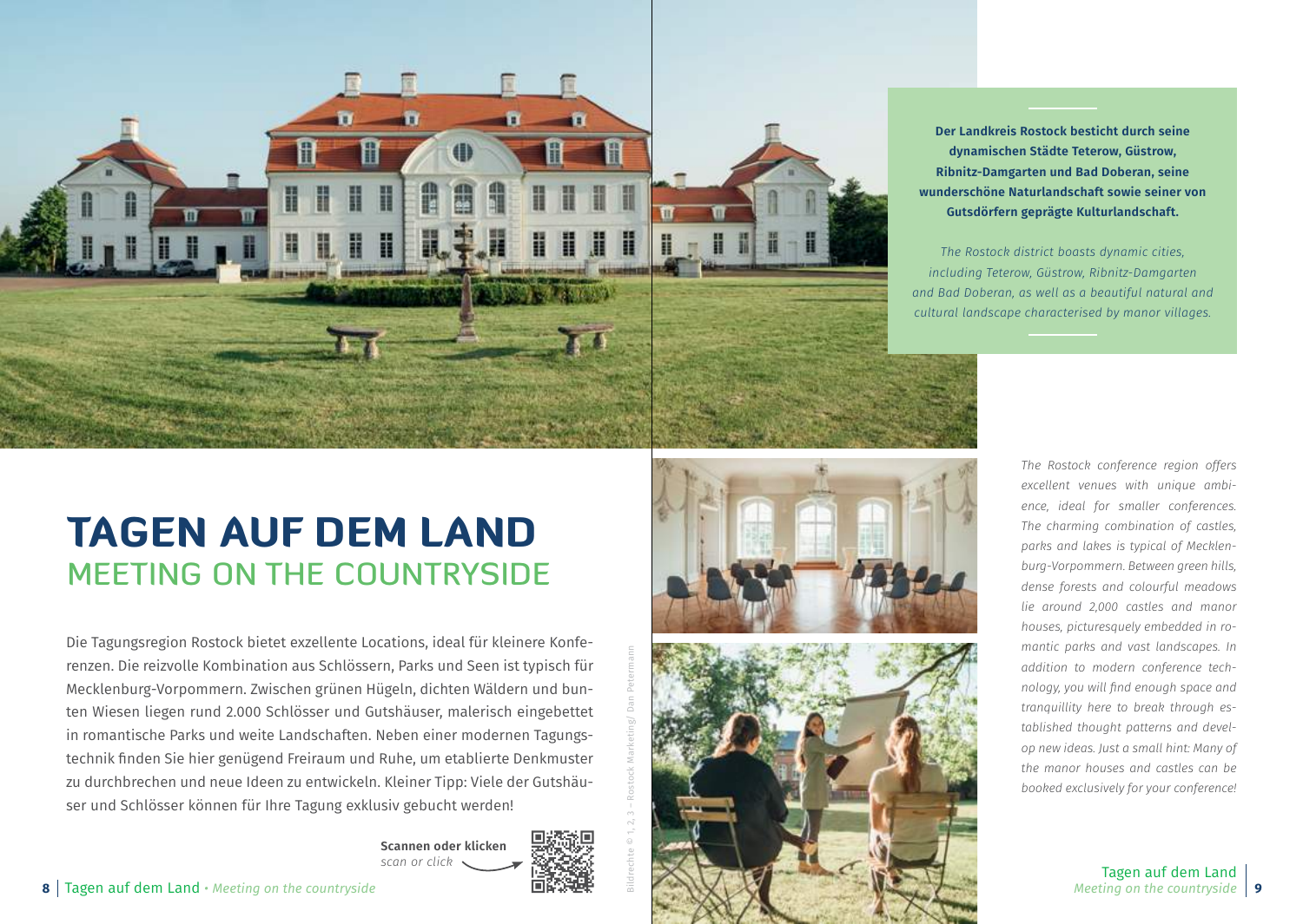**Der Landkreis Rostock besticht durch seine dynamischen Städte Teterow, Güstrow, Ribnitz-Damgarten und Bad Doberan, seine wunderschöne Naturlandschaft sowie seiner von Gutsdörfern geprägte Kulturlandschaft.**

*The Rostock district boasts dynamic cities, including Teterow, Güstrow, Ribnitz-Damgarten and Bad Doberan, as well as a beautiful natural and cultural landscape characterised by manor villages.*

# TAGEN AUF DEM LAND

## MEETING ON THE COUNTRYSIDE

Die Tagungsregion Rostock bietet exzellente Locations, ideal für kleinere Konferenzen. Die reizvolle Kombination aus Schlössern, Parks und Seen ist typisch für Mecklenburg-Vorpommern. Zwischen grünen Hügeln, dichten Wäldern und bunten Wiesen liegen rund 2.000 Schlösser und Gutshäuser, malerisch eingebettet in romantische Parks und weite Landschaften. Neben einer modernen Tagungstechnik finden Sie hier genügend Freiraum und Ruhe, um etablierte Denkmuster zu durchbrechen und neue Ideen zu entwickeln. Kleiner Tipp: Viele der Gutshäuser und Schlösser können für Ihre Tagung exklusiv gebucht werden!

**Scannen oder klicken**
*scan or click*

*The Rostock conference region offers excellent venues with unique ambience, ideal for smaller conferences. The charming combination of castles, parks and lakes is typical of Mecklenburg-Vorpommern. Between green hills, dense forests and colourful meadows lie around 2,000 castles and manor houses, picturesquely embedded in romantic parks and vast landscapes. In addition to modern conference technology, you will find enough space and tranquillity here to break through established thought patterns and develop new ideas. Just a small hint: Many of the manor houses and castles can be booked exclusively for your conference!*

Bildrechte © 1, 2, 3 – Rostock Marketing/ Dan Petermann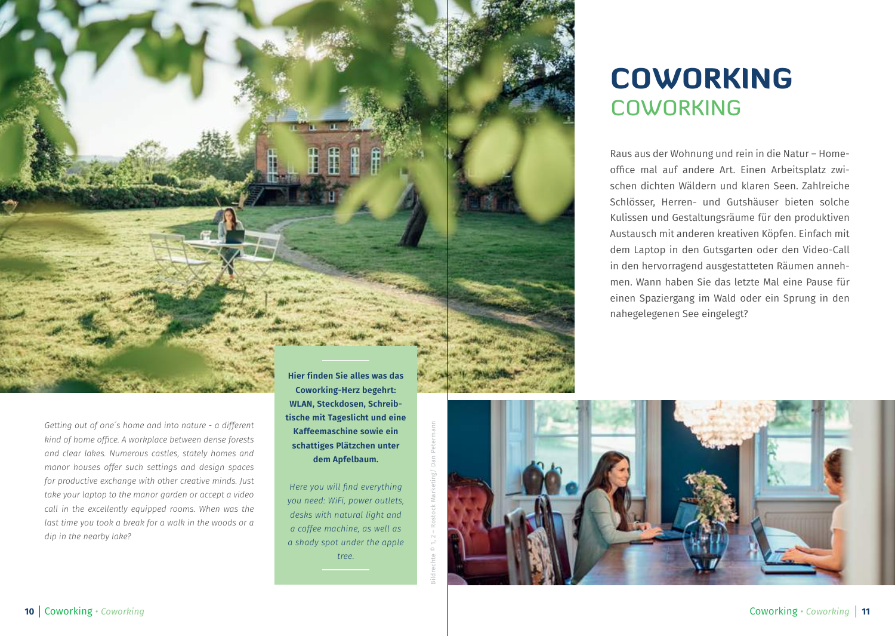# COWORKING
## COWORKING

Raus aus der Wohnung und rein in die Natur – Homeoffice mal auf andere Art. Einen Arbeitsplatz zwischen dichten Wäldern und klaren Seen. Zahlreiche Schlösser, Herren- und Gutshäuser bieten solche Kulissen und Gestaltungsräume für den produktiven Austausch mit anderen kreativen Köpfen. Einfach mit dem Laptop in den Gutsgarten oder den Video-Call in den hervorragend ausgestatteten Räumen annehmen. Wann haben Sie das letzte Mal eine Pause für einen Spaziergang im Wald oder ein Sprung in den nahegelegenen See eingelegt?

*Getting out of one´s home and into nature - a different kind of home office. A workplace between dense forests and clear lakes. Numerous castles, stately homes and manor houses offer such settings and design spaces for productive exchange with other creative minds. Just take your laptop to the manor garden or accept a video call in the excellently equipped rooms. When was the last time you took a break for a walk in the woods or a dip in the nearby lake?*

**Hier finden Sie alles was das Coworking-Herz begehrt: WLAN, Steckdosen, Schreibtische mit Tageslicht und eine Kaffeemaschine sowie ein schattiges Plätzchen unter dem Apfelbaum.**

*Here you will find everything you need: WiFi, power outlets, desks with natural light and a coffee machine, as well as a shady spot under the apple tree.*

Bildrechte © 1, 2 – Rostock Marketing/ Dan Petermann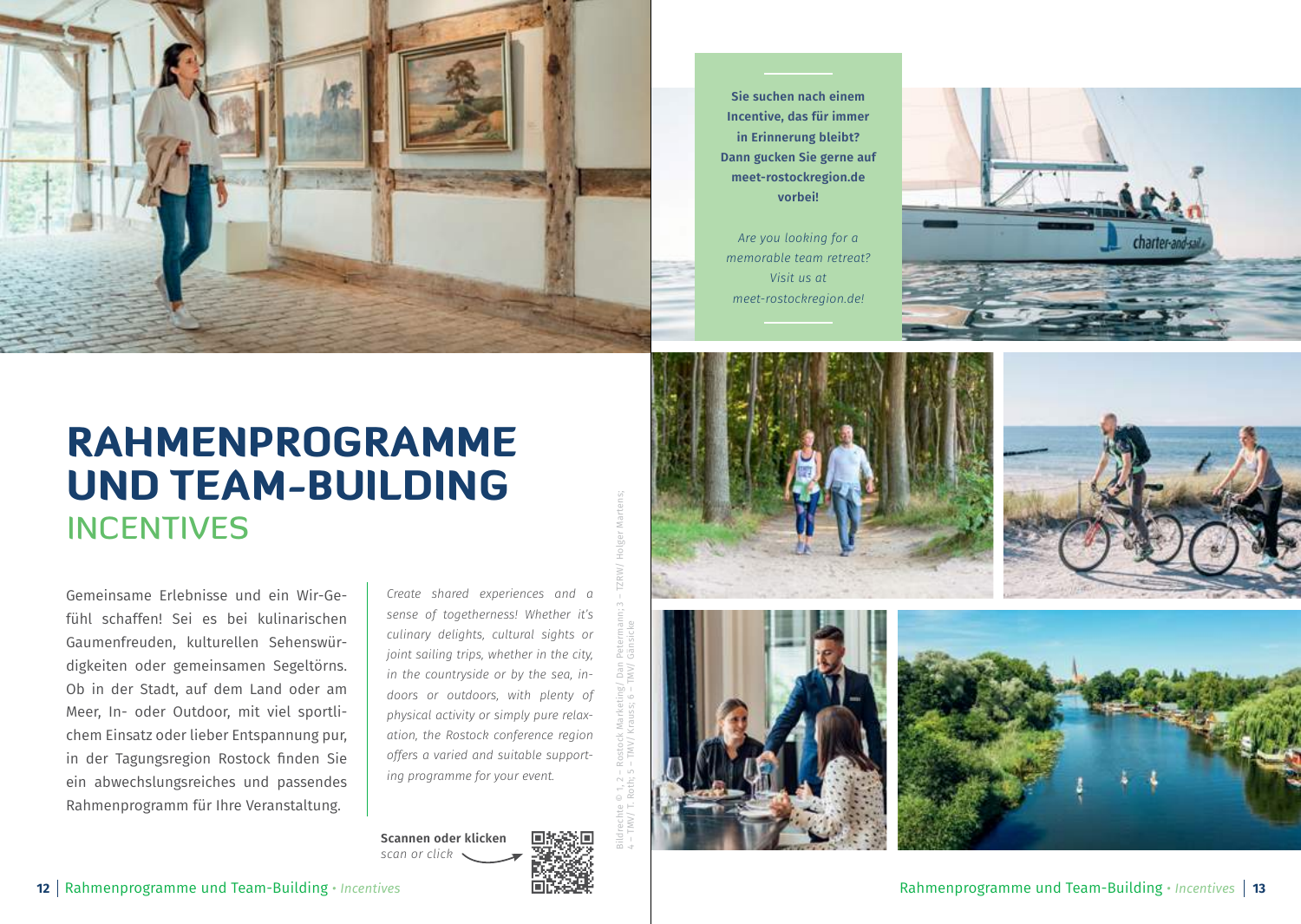# RAHMENPROGRAMME UND TEAM-BUILDING

## INCENTIVES

Gemeinsame Erlebnisse und ein Wir-Gefühl schaffen! Sei es bei kulinarischen Gaumenfreuden, kulturellen Sehenswürdigkeiten oder gemeinsamen Segeltörns. Ob in der Stadt, auf dem Land oder am Meer, In- oder Outdoor, mit viel sportlichem Einsatz oder lieber Entspannung pur, in der Tagungsregion Rostock finden Sie ein abwechslungsreiches und passendes Rahmenprogramm für Ihre Veranstaltung.

*Create shared experiences and a sense of togetherness! Whether it's culinary delights, cultural sights or joint sailing trips, whether in the city, in the countryside or by the sea, indoors or outdoors, with plenty of physical activity or simply pure relaxation, the Rostock conference region offers a varied and suitable supporting programme for your event.*

**Scannen oder klicken**
*scan or click*

Bildrechte © 1, 2 – Rostock Marketing/ Dan Petermann; 3 – TZRW/ Holger Martens; 4 – TMV/ T. Roth; 5 – TMV/ Krauss; 6 – TMV/ Gänsicke

**Sie suchen nach einem Incentive, das für immer in Erinnerung bleibt? Dann gucken Sie gerne auf meet-rostockregion.de vorbei!**

*Are you looking for a memorable team retreat? Visit us at meet-rostockregion.de!*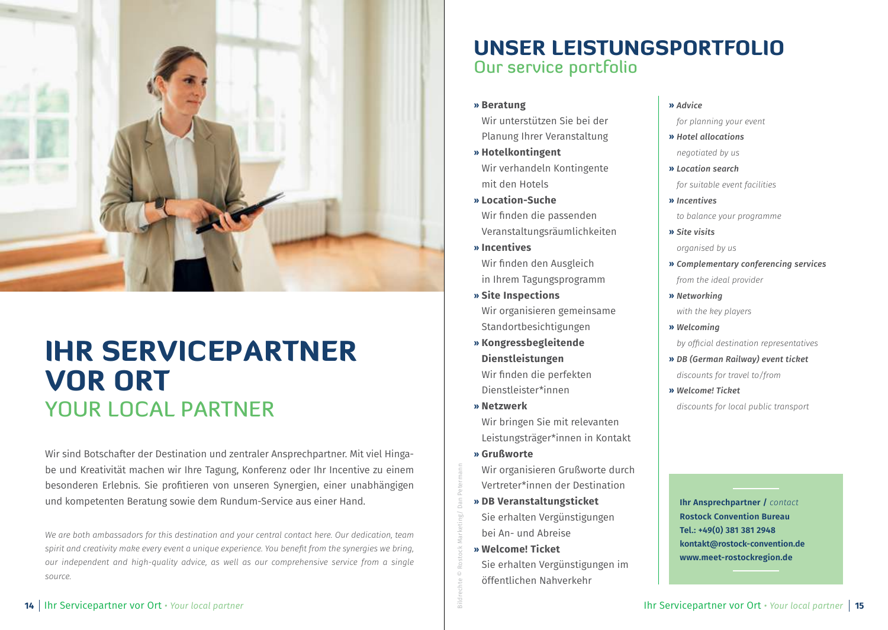# IHR SERVICEPARTNER VOR ORT
## YOUR LOCAL PARTNER

Wir sind Botschafter der Destination und zentraler Ansprechpartner. Mit viel Hingabe und Kreativität machen wir Ihre Tagung, Konferenz oder Ihr Incentive zu einem besonderen Erlebnis. Sie profitieren von unseren Synergien, einer unabhängigen und kompetenten Beratung sowie dem Rundum-Service aus einer Hand.

*We are both ambassadors for this destination and your central contact here. Our dedication, team spirit and creativity make every event a unique experience. You benefit from the synergies we bring, our independent and high-quality advice, as well as our comprehensive service from a single source.*

Bildrechte © Rostock Marketing/ Dan Petermann

# UNSER LEISTUNGSPORTFOLIO
## Our service portfolio

- » **Beratung**
  Wir unterstützen Sie bei der Planung Ihrer Veranstaltung
- » **Hotelkontingent**
  Wir verhandeln Kontingente mit den Hotels
- » **Location-Suche**
  Wir finden die passenden Veranstaltungsräumlichkeiten
- » **Incentives**
  Wir finden den Ausgleich in Ihrem Tagungsprogramm
- » **Site Inspections**
  Wir organisieren gemeinsame Standortbesichtigungen
- » **Kongressbegleitende Dienstleistungen**
  Wir finden die perfekten Dienstleister*innen
- » **Netzwerk**
  Wir bringen Sie mit relevanten Leistungsträger*innen in Kontakt
- » **Grußworte**
  Wir organisieren Grußworte durch Vertreter*innen der Destination
- » **DB Veranstaltungsticket**
  Sie erhalten Vergünstigungen bei An- und Abreise
- » **Welcome! Ticket**
  Sie erhalten Vergünstigungen im öffentlichen Nahverkehr

- » ***Advice***
  *for planning your event*
- » ***Hotel allocations***
  *negotiated by us*
- » ***Location search***
  *for suitable event facilities*
- » ***Incentives***
  *to balance your programme*
- » ***Site visits***
  *organised by us*
- » ***Complementary conferencing services***
  *from the ideal provider*
- » ***Networking***
  *with the key players*
- » ***Welcoming***
  *by official destination representatives*
- » ***DB (German Railway) event ticket***
  *discounts for travel to/from*
- » ***Welcome! Ticket***
  *discounts for local public transport*

**Ihr Ansprechpartner /** *contact*
**Rostock Convention Bureau**
**Tel.: +49(0) 381 381 2948**
**kontakt@rostock-convention.de**
**www.meet-rostockregion.de**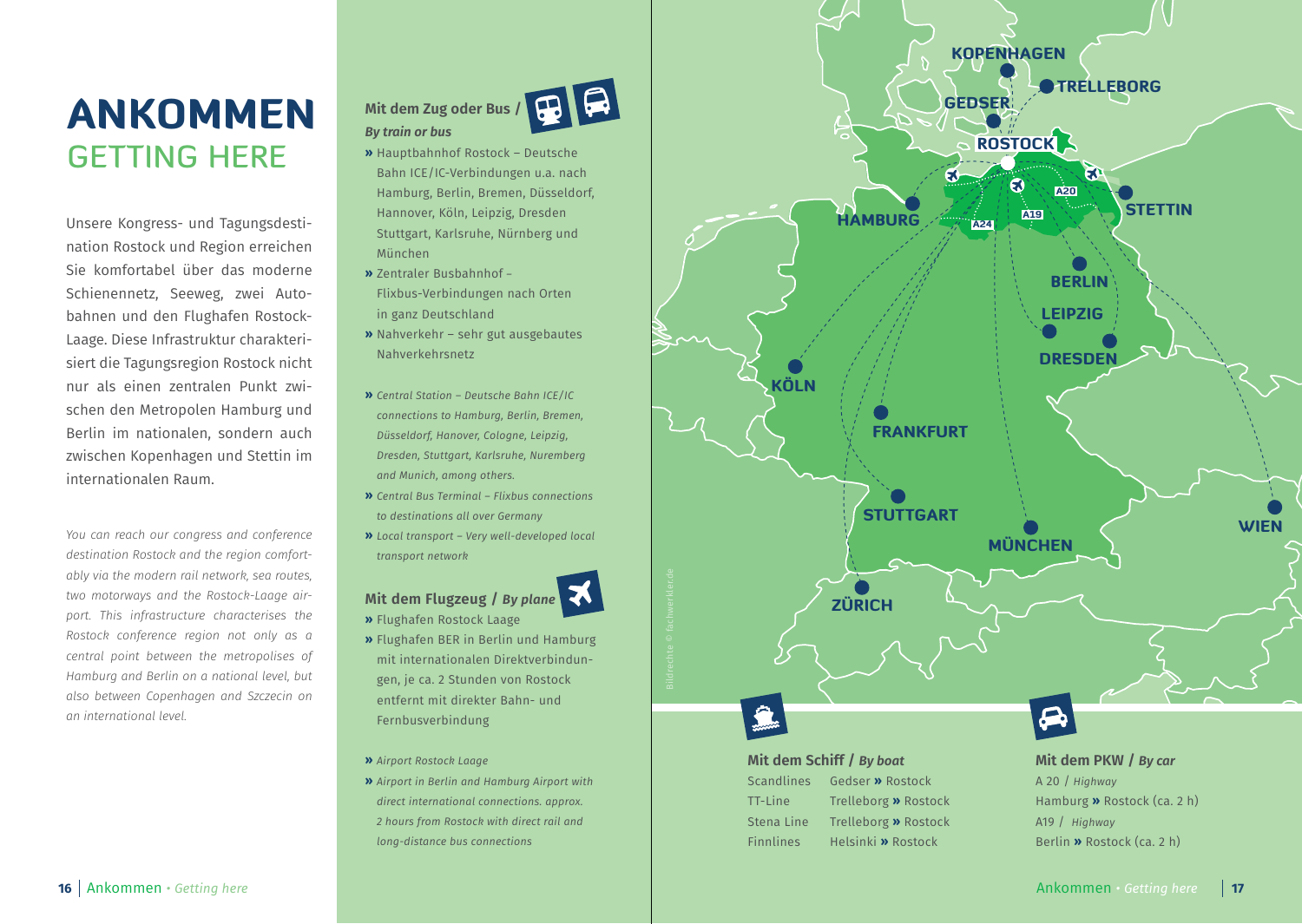# ANKOMMEN
## GETTING HERE

Unsere Kongress- und Tagungsdestination Rostock und Region erreichen Sie komfortabel über das moderne Schienennetz, Seeweg, zwei Autobahnen und den Flughafen Rostock-Laage. Diese Infrastruktur charakterisiert die Tagungsregion Rostock nicht nur als einen zentralen Punkt zwischen den Metropolen Hamburg und Berlin im nationalen, sondern auch zwischen Kopenhagen und Stettin im internationalen Raum.

*You can reach our congress and conference destination Rostock and the region comfortably via the modern rail network, sea routes, two motorways and the Rostock-Laage airport. This infrastructure characterises the Rostock conference region not only as a central point between the metropolises of Hamburg and Berlin on a national level, but also between Copenhagen and Szczecin on an international level.*

### Mit dem Zug oder Bus / *By train or bus*

- » Hauptbahnhof Rostock – Deutsche Bahn ICE/IC-Verbindungen u.a. nach Hamburg, Berlin, Bremen, Düsseldorf, Hannover, Köln, Leipzig, Dresden Stuttgart, Karlsruhe, Nürnberg und München
- » Zentraler Busbahnhof – Flixbus-Verbindungen nach Orten in ganz Deutschland
- » Nahverkehr – sehr gut ausgebautes Nahverkehrsnetz

- » *Central Station – Deutsche Bahn ICE/IC connections to Hamburg, Berlin, Bremen, Düsseldorf, Hanover, Cologne, Leipzig, Dresden, Stuttgart, Karlsruhe, Nuremberg and Munich, among others.*
- » *Central Bus Terminal – Flixbus connections to destinations all over Germany*
- » *Local transport – Very well-developed local transport network*

### Mit dem Flugzeug / *By plane*

- » Flughafen Rostock Laage
- » Flughafen BER in Berlin und Hamburg mit internationalen Direktverbindungen, je ca. 2 Stunden von Rostock entfernt mit direkter Bahn- und Fernbusverbindung

- » *Airport Rostock Laage*
- » *Airport in Berlin and Hamburg Airport with direct international connections. approx. 2 hours from Rostock with direct rail and long-distance bus connections*

KOPENHAGEN, TRELLEBORG, GEDSER, ROSTOCK, HAMBURG, A24, A19, A20, STETTIN, BERLIN, LEIPZIG, DRESDEN, KÖLN, FRANKFURT, STUTTGART, MÜNCHEN, WIEN, ZÜRICH

Bildrechte © fachwerk.de

### Mit dem Schiff / *By boat*

| | |
|---|---|
| Scandlines | Gedser » Rostock |
| TT-Line | Trelleborg » Rostock |
| Stena Line | Trelleborg » Rostock |
| Finnlines | Helsinki » Rostock |

### Mit dem PKW / *By car*

A 20 / *Highway*
Hamburg » Rostock (ca. 2 h)
A19 / *Highway*
Berlin » Rostock (ca. 2 h)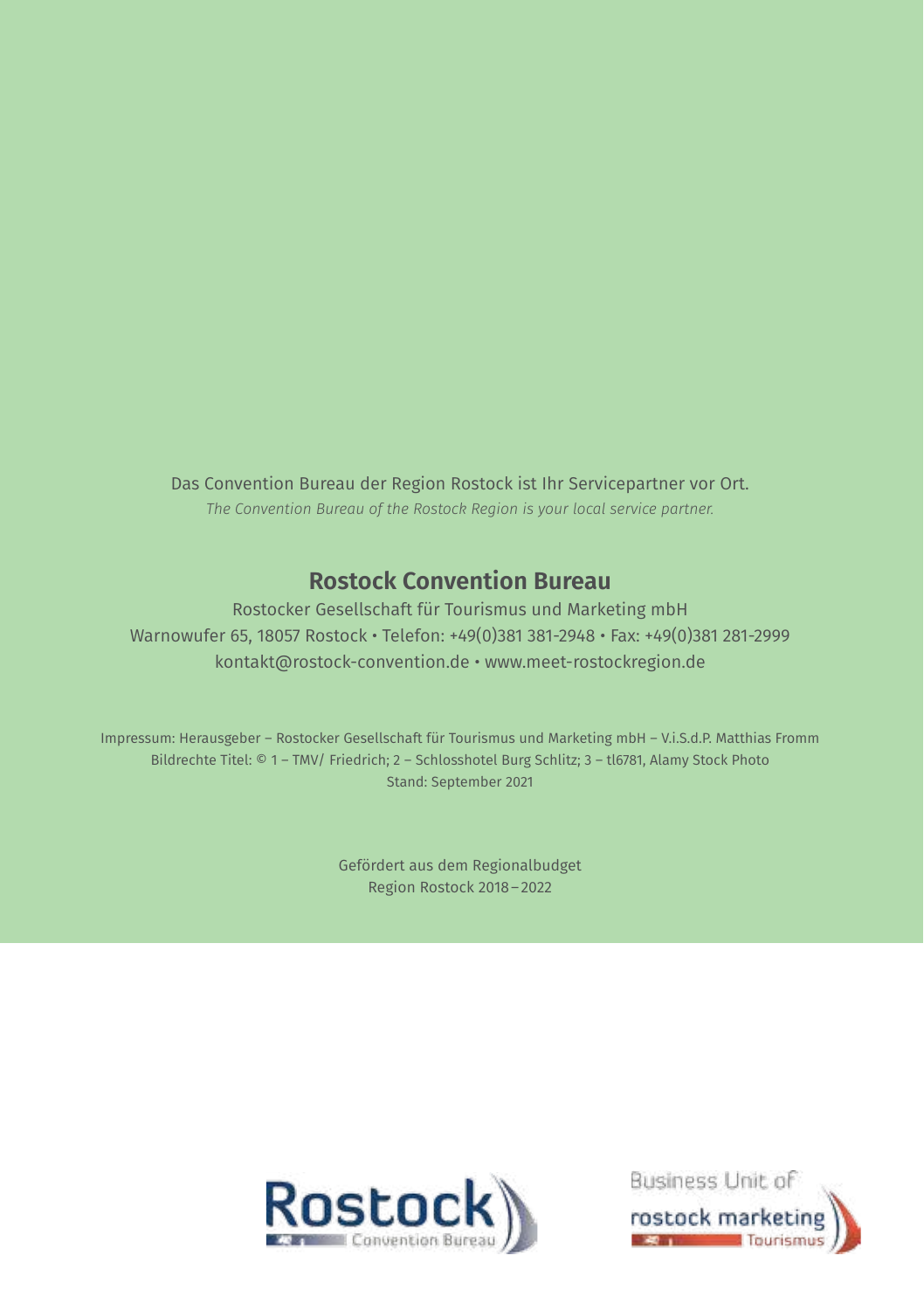Das Convention Bureau der Region Rostock ist Ihr Servicepartner vor Ort.

*The Convention Bureau of the Rostock Region is your local service partner.*

## Rostock Convention Bureau

Rostocker Gesellschaft für Tourismus und Marketing mbH
Warnowufer 65, 18057 Rostock • Telefon: +49(0)381 381-2948 • Fax: +49(0)381 281-2999
kontakt@rostock-convention.de • www.meet-rostockregion.de

Impressum: Herausgeber – Rostocker Gesellschaft für Tourismus und Marketing mbH – V.i.S.d.P. Matthias Fromm
Bildrechte Titel: © 1 – TMV/ Friedrich; 2 – Schlosshotel Burg Schlitz; 3 – tl6781, Alamy Stock Photo
Stand: September 2021

Gefördert aus dem Regionalbudget
Region Rostock 2018 – 2022

Rostock Convention Bureau

Business Unit of rostock marketing Tourismus